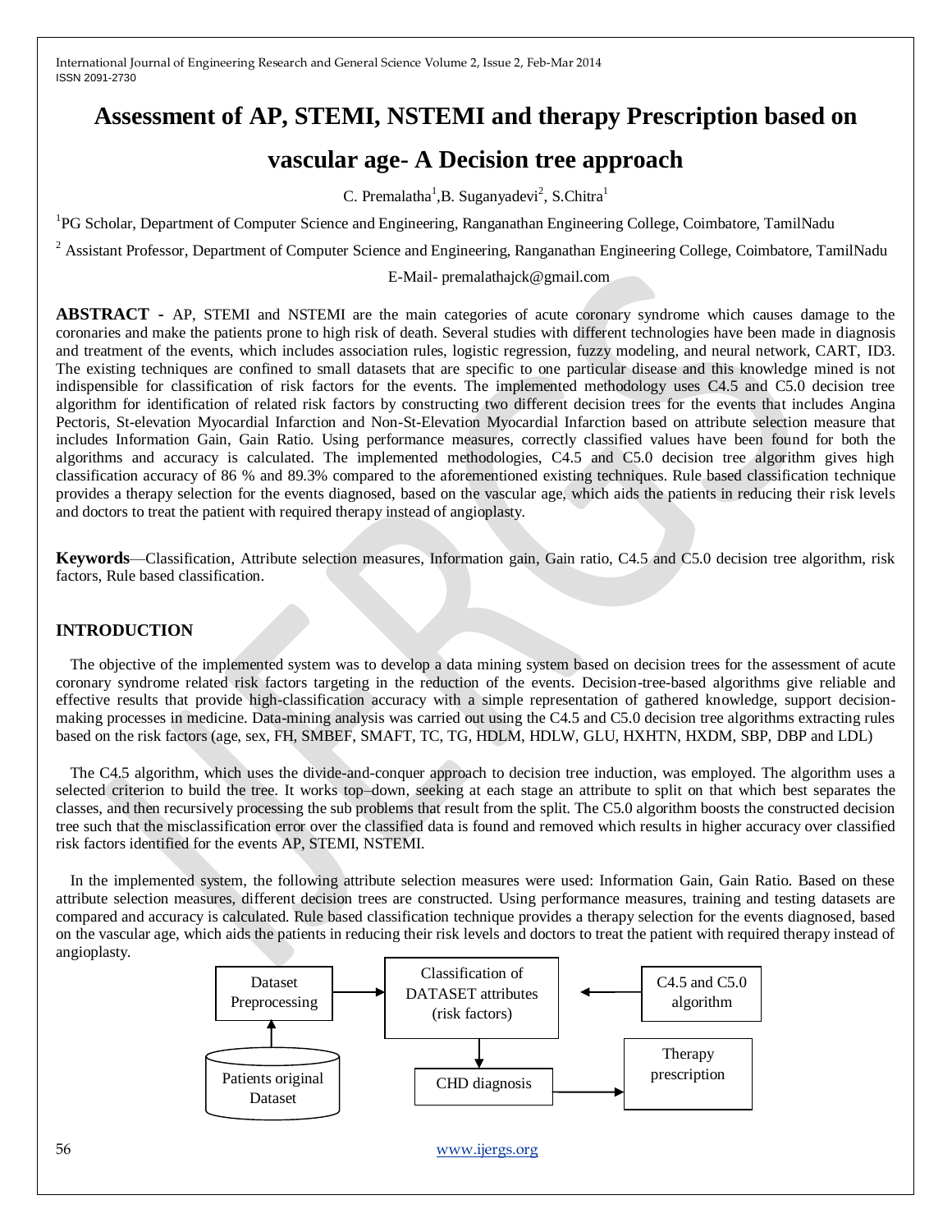# Assessment of AP, STEMI, NSTEMI and therapy Prescription based on vascular age- A Decision tree approach

C. Premalatha[1], B. Suganyadevi[2], S.Chitra[1]

[1]PG Scholar, Department of Computer Science and Engineering, Ranganathan Engineering College, Coimbatore, TamilNadu

[2] Assistant Professor, Department of Computer Science and Engineering, Ranganathan Engineering College, Coimbatore, TamilNadu

E-Mail- premalathajck@gmail.com

**ABSTRACT -** AP, STEMI and NSTEMI are the main categories of acute coronary syndrome which causes damage to the coronaries and make the patients prone to high risk of death. Several studies with different technologies have been made in diagnosis and treatment of the events, which includes association rules, logistic regression, fuzzy modeling, and neural network, CART, ID3. The existing techniques are confined to small datasets that are specific to one particular disease and this knowledge mined is not indispensible for classification of risk factors for the events. The implemented methodology uses C4.5 and C5.0 decision tree algorithm for identification of related risk factors by constructing two different decision trees for the events that includes Angina Pectoris, St-elevation Myocardial Infarction and Non-St-Elevation Myocardial Infarction based on attribute selection measure that includes Information Gain, Gain Ratio. Using performance measures, correctly classified values have been found for both the algorithms and accuracy is calculated. The implemented methodologies, C4.5 and C5.0 decision tree algorithm gives high classification accuracy of 86 % and 89.3% compared to the aforementioned existing techniques. Rule based classification technique provides a therapy selection for the events diagnosed, based on the vascular age, which aids the patients in reducing their risk levels and doctors to treat the patient with required therapy instead of angioplasty.

**Keywords**—Classification, Attribute selection measures, Information gain, Gain ratio, C4.5 and C5.0 decision tree algorithm, risk factors, Rule based classification.

## INTRODUCTION

The objective of the implemented system was to develop a data mining system based on decision trees for the assessment of acute coronary syndrome related risk factors targeting in the reduction of the events. Decision-tree-based algorithms give reliable and effective results that provide high-classification accuracy with a simple representation of gathered knowledge, support decision-making processes in medicine. Data-mining analysis was carried out using the C4.5 and C5.0 decision tree algorithms extracting rules based on the risk factors (age, sex, FH, SMBEF, SMAFT, TC, TG, HDLM, HDLW, GLU, HXHTN, HXDM, SBP, DBP and LDL)

The C4.5 algorithm, which uses the divide-and-conquer approach to decision tree induction, was employed. The algorithm uses a selected criterion to build the tree. It works top–down, seeking at each stage an attribute to split on that which best separates the classes, and then recursively processing the sub problems that result from the split. The C5.0 algorithm boosts the constructed decision tree such that the misclassification error over the classified data is found and removed which results in higher accuracy over classified risk factors identified for the events AP, STEMI, NSTEMI.

In the implemented system, the following attribute selection measures were used: Information Gain, Gain Ratio. Based on these attribute selection measures, different decision trees are constructed. Using performance measures, training and testing datasets are compared and accuracy is calculated. Rule based classification technique provides a therapy selection for the events diagnosed, based on the vascular age, which aids the patients in reducing their risk levels and doctors to treat the patient with required therapy instead of angioplasty.

Patients original Dataset → Dataset Preprocessing → Classification of DATASET attributes (risk factors) ← C4.5 and C5.0 algorithm

Classification of DATASET attributes (risk factors) → CHD diagnosis → Therapy prescription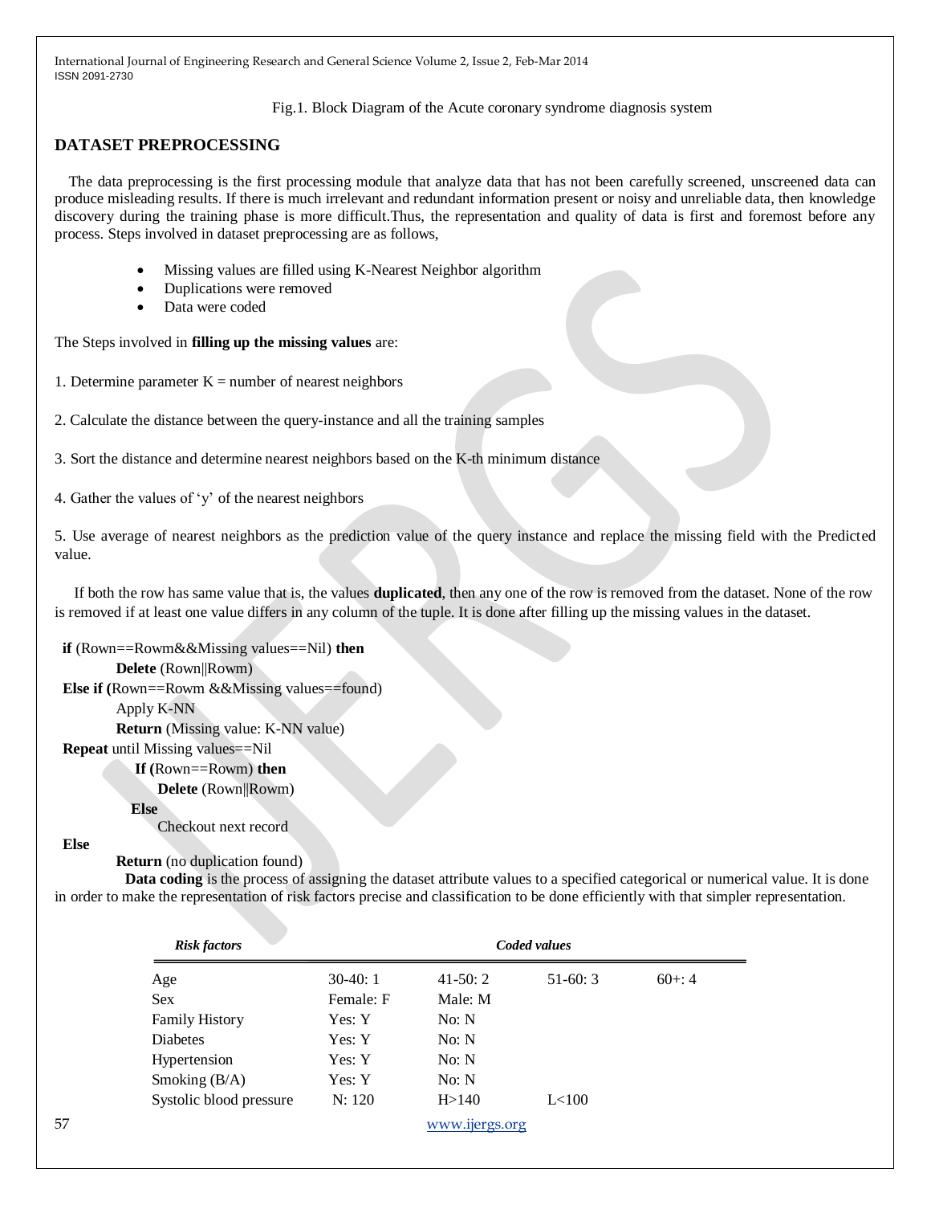Fig.1. Block Diagram of the Acute coronary syndrome diagnosis system

## DATASET PREPROCESSING

The data preprocessing is the first processing module that analyze data that has not been carefully screened, unscreened data can produce misleading results. If there is much irrelevant and redundant information present or noisy and unreliable data, then knowledge discovery during the training phase is more difficult.Thus, the representation and quality of data is first and foremost before any process. Steps involved in dataset preprocessing are as follows,

- Missing values are filled using K-Nearest Neighbor algorithm
- Duplications were removed
- Data were coded

The Steps involved in **filling up the missing values** are:

1. Determine parameter K = number of nearest neighbors

2. Calculate the distance between the query-instance and all the training samples

3. Sort the distance and determine nearest neighbors based on the K-th minimum distance

4. Gather the values of 'y' of the nearest neighbors

5. Use average of nearest neighbors as the prediction value of the query instance and replace the missing field with the Predicted value.

If both the row has same value that is, the values **duplicated**, then any one of the row is removed from the dataset. None of the row is removed if at least one value differs in any column of the tuple. It is done after filling up the missing values in the dataset.

```
if (Rown==Rowm&&Missing values==Nil) then
        Delete (Rown||Rowm)
Else if (Rown==Rowm &&Missing values==found)
        Apply K-NN
        Return (Missing value: K-NN value)
Repeat until Missing values==Nil
            If (Rown==Rowm) then
                Delete (Rown||Rowm)
            Else
                Checkout next record
Else
        Return (no duplication found)
```

**Data coding** is the process of assigning the dataset attribute values to a specified categorical or numerical value. It is done in order to make the representation of risk factors precise and classification to be done efficiently with that simpler representation.

| *Risk factors* | *Coded values* | | | |
|---|---|---|---|---|
| Age | 30-40: 1 | 41-50: 2 | 51-60: 3 | 60+: 4 |
| Sex | Female: F | Male: M | | |
| Family History | Yes: Y | No: N | | |
| Diabetes | Yes: Y | No: N | | |
| Hypertension | Yes: Y | No: N | | |
| Smoking (B/A) | Yes: Y | No: N | | |
| Systolic blood pressure | N: 120 | H>140 | L<100 | |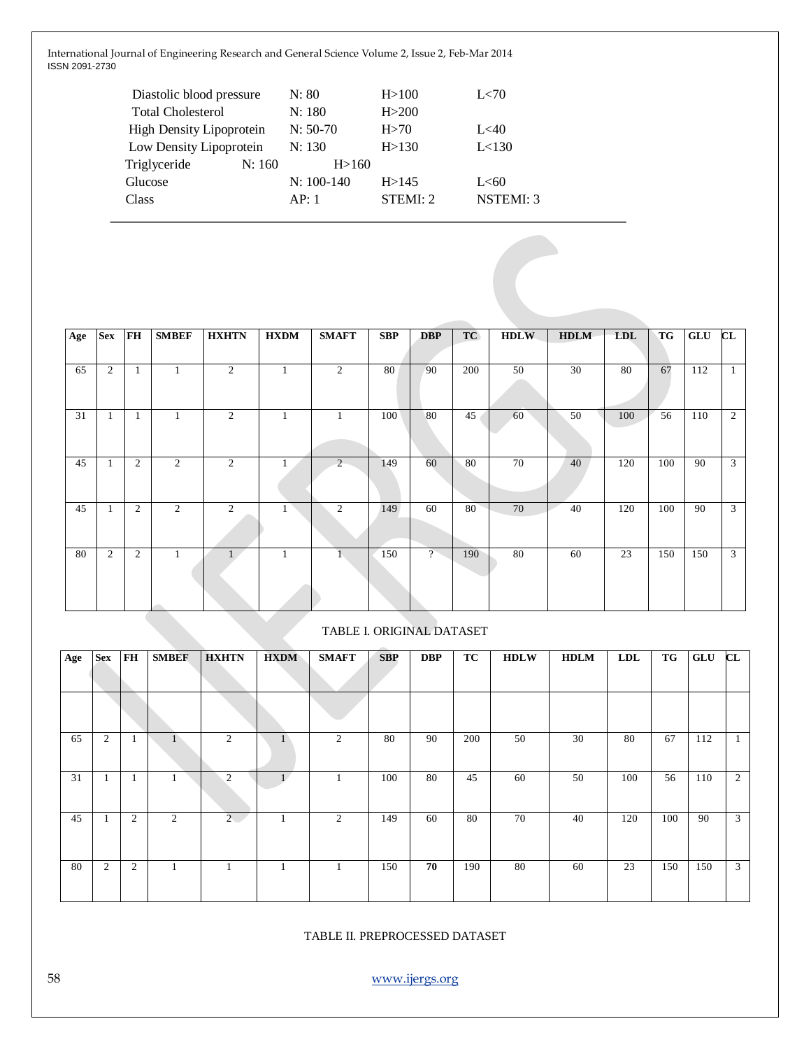| | | | |
|---|---|---|---|
| Diastolic blood pressure | N: 80 | H>100 | L<70 |
| Total Cholesterol | N: 180 | H>200 | |
| High Density Lipoprotein | N: 50-70 | H>70 | L<40 |
| Low Density Lipoprotein | N: 130 | H>130 | L<130 |
| Triglyceride | N: 160 | H>160 | |
| Glucose | N: 100-140 | H>145 | L<60 |
| Class | AP: 1 | STEMI: 2 | NSTEMI: 3 |

| Age | Sex | FH | SMBEF | HXHTN | HXDM | SMAFT | SBP | DBP | TC | HDLW | HDLM | LDL | TG | GLU | CL |
|---|---|---|---|---|---|---|---|---|---|---|---|---|---|---|---|
| 65 | 2 | 1 | 1 | 2 | 1 | 2 | 80 | 90 | 200 | 50 | 30 | 80 | 67 | 112 | 1 |
| 31 | 1 | 1 | 1 | 2 | 1 | 1 | 100 | 80 | 45 | 60 | 50 | 100 | 56 | 110 | 2 |
| 45 | 1 | 2 | 2 | 2 | 1 | 2 | 149 | 60 | 80 | 70 | 40 | 120 | 100 | 90 | 3 |
| 45 | 1 | 2 | 2 | 2 | 1 | 2 | 149 | 60 | 80 | 70 | 40 | 120 | 100 | 90 | 3 |
| 80 | 2 | 2 | 1 | 1 | 1 | 1 | 150 | ? | 190 | 80 | 60 | 23 | 150 | 150 | 3 |

TABLE I. ORIGINAL DATASET

| Age | Sex | FH | SMBEF | HXHTN | HXDM | SMAFT | SBP | DBP | TC | HDLW | HDLM | LDL | TG | GLU | CL |
|---|---|---|---|---|---|---|---|---|---|---|---|---|---|---|---|
| | | | | | | | | | | | | | | | |
| 65 | 2 | 1 | 1 | 2 | 1 | 2 | 80 | 90 | 200 | 50 | 30 | 80 | 67 | 112 | 1 |
| 31 | 1 | 1 | 1 | 2 | 1 | 1 | 100 | 80 | 45 | 60 | 50 | 100 | 56 | 110 | 2 |
| 45 | 1 | 2 | 2 | 2 | 1 | 2 | 149 | 60 | 80 | 70 | 40 | 120 | 100 | 90 | 3 |
| 80 | 2 | 2 | 1 | 1 | 1 | 1 | 150 | **70** | 190 | 80 | 60 | 23 | 150 | 150 | 3 |

TABLE II. PREPROCESSED DATASET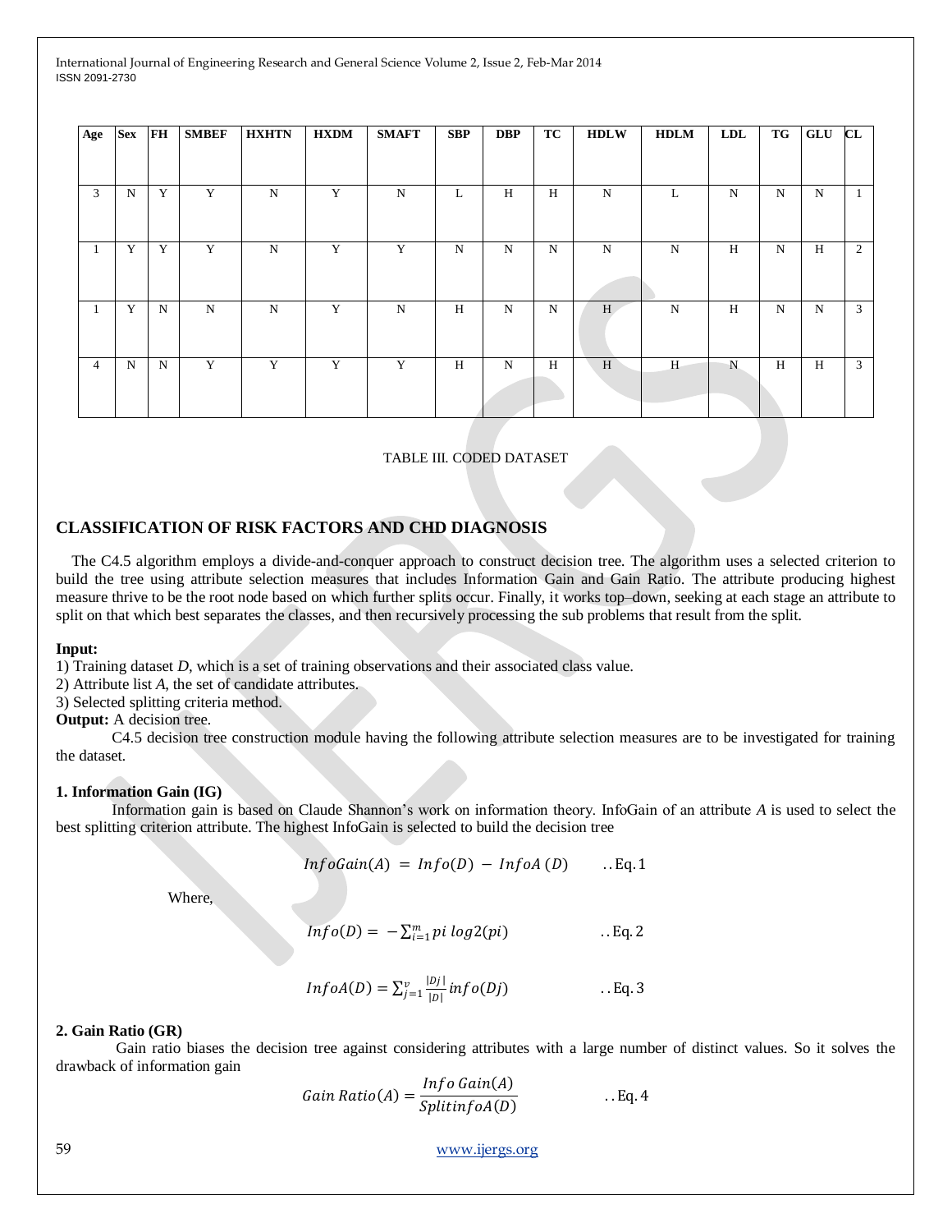| Age | Sex | FH | SMBEF | HXHTN | HXDM | SMAFT | SBP | DBP | TC | HDLW | HDLM | LDL | TG | GLU | CL |
|---|---|---|---|---|---|---|---|---|---|---|---|---|---|---|---|
| 3 | N | Y | Y | N | Y | N | L | H | H | N | L | N | N | N | 1 |
| 1 | Y | Y | Y | N | Y | Y | N | N | N | N | N | H | N | H | 2 |
| 1 | Y | N | N | N | Y | N | H | N | N | H | N | H | N | N | 3 |
| 4 | N | N | Y | Y | Y | Y | H | N | H | H | H | N | H | H | 3 |

TABLE III. CODED DATASET

## CLASSIFICATION OF RISK FACTORS AND CHD DIAGNOSIS

The C4.5 algorithm employs a divide-and-conquer approach to construct decision tree. The algorithm uses a selected criterion to build the tree using attribute selection measures that includes Information Gain and Gain Ratio. The attribute producing highest measure thrive to be the root node based on which further splits occur. Finally, it works top–down, seeking at each stage an attribute to split on that which best separates the classes, and then recursively processing the sub problems that result from the split.

**Input:**
1) Training dataset *D*, which is a set of training observations and their associated class value.
2) Attribute list *A*, the set of candidate attributes.
3) Selected splitting criteria method.
**Output:** A decision tree.

C4.5 decision tree construction module having the following attribute selection measures are to be investigated for training the dataset.

### 1. Information Gain (IG)

Information gain is based on Claude Shannon's work on information theory. InfoGain of an attribute *A* is used to select the best splitting criterion attribute. The highest InfoGain is selected to build the decision tree

$$InfoGain(A) = Info(D) - InfoA(D) \qquad ..\text{Eq. 1}$$

Where,

$$Info(D) = -\sum_{i=1}^{m} pi\ log2(pi) \qquad ..\text{Eq. 2}$$

$$InfoA(D) = \sum_{j=1}^{v} \frac{|Dj|}{|D|} info(Dj) \qquad ..\text{Eq. 3}$$

### 2. Gain Ratio (GR)

Gain ratio biases the decision tree against considering attributes with a large number of distinct values. So it solves the drawback of information gain

$$Gain\ Ratio(A) = \frac{Info\ Gain(A)}{SplitinfoA(D)} \qquad ..\text{Eq. 4}$$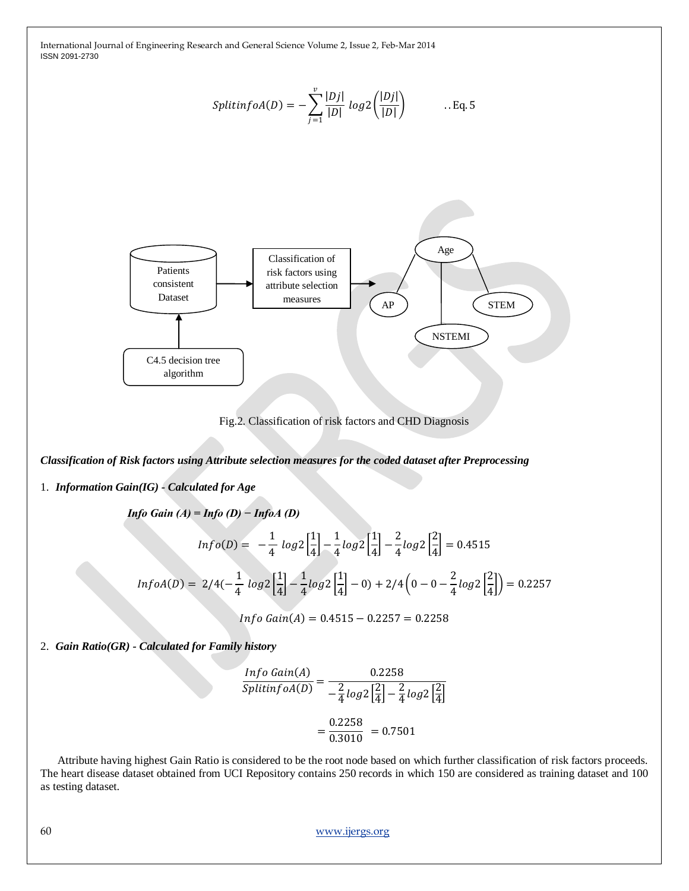$$SplitinfoA(D) = -\sum_{j=1}^{v} \frac{|Dj|}{|D|} \, log2\left(\frac{|Dj|}{|D|}\right) \qquad ..\text{Eq. 5}$$

Patients consistent Dataset

Classification of risk factors using attribute selection measures

C4.5 decision tree algorithm

Age

AP

NSTEMI

STEM

Fig.2. Classification of risk factors and CHD Diagnosis

***Classification of Risk factors using Attribute selection measures for the coded dataset after Preprocessing***

1. ***Information Gain(IG) - Calculated for Age***

***Info Gain (A) = Info (D) − InfoA (D)***

$$Info(D) = -\frac{1}{4}\, log2\left[\frac{1}{4}\right] - \frac{1}{4} log2\left[\frac{1}{4}\right] - \frac{2}{4} log2\left[\frac{2}{4}\right] = 0.4515$$

$$InfoA(D) = 2/4(-\frac{1}{4}\, log2\left[\frac{1}{4}\right] - \frac{1}{4} log2\left[\frac{1}{4}\right] - 0) + 2/4\left(0 - 0 - \frac{2}{4} log2\left[\frac{2}{4}\right]\right) = 0.2257$$

$$Info\ Gain(A) = 0.4515 - 0.2257 = 0.2258$$

2. ***Gain Ratio(GR) - Calculated for Family history***

$$\frac{Info\ Gain(A)}{SplitinfoA(D)} = \frac{0.2258}{-\frac{2}{4} log2\left[\frac{2}{4}\right] - \frac{2}{4} log2\left[\frac{2}{4}\right]}$$

$$= \frac{0.2258}{0.3010} = 0.7501$$

Attribute having highest Gain Ratio is considered to be the root node based on which further classification of risk factors proceeds. The heart disease dataset obtained from UCI Repository contains 250 records in which 150 are considered as training dataset and 100 as testing dataset.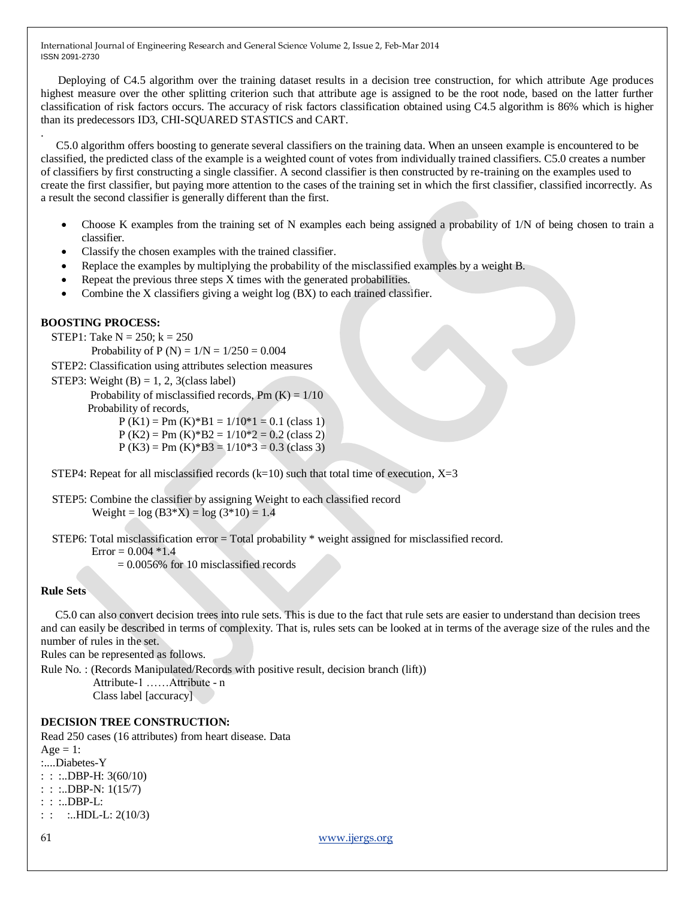Deploying of C4.5 algorithm over the training dataset results in a decision tree construction, for which attribute Age produces highest measure over the other splitting criterion such that attribute age is assigned to be the root node, based on the latter further classification of risk factors occurs. The accuracy of risk factors classification obtained using C4.5 algorithm is 86% which is higher than its predecessors ID3, CHI-SQUARED STASTICS and CART.

.

C5.0 algorithm offers boosting to generate several classifiers on the training data. When an unseen example is encountered to be classified, the predicted class of the example is a weighted count of votes from individually trained classifiers. C5.0 creates a number of classifiers by first constructing a single classifier. A second classifier is then constructed by re-training on the examples used to create the first classifier, but paying more attention to the cases of the training set in which the first classifier, classified incorrectly. As a result the second classifier is generally different than the first.

- Choose K examples from the training set of N examples each being assigned a probability of 1/N of being chosen to train a classifier.
- Classify the chosen examples with the trained classifier.
- Replace the examples by multiplying the probability of the misclassified examples by a weight B.
- Repeat the previous three steps X times with the generated probabilities.
- Combine the X classifiers giving a weight log (BX) to each trained classifier.

**BOOSTING PROCESS:**

STEP1: Take N = 250; k = 250

Probability of P (N) = 1/N = 1/250 = 0.004

STEP2: Classification using attributes selection measures

STEP3: Weight (B) = 1, 2, 3(class label)

Probability of misclassified records, Pm (K) = 1/10

Probability of records,

P (K1) = Pm (K)*B1 = 1/10*1 = 0.1 (class 1)

P (K2) = Pm (K)*B2 = 1/10*2 = 0.2 (class 2)

P (K3) = Pm (K)*B3 = 1/10*3 = 0.3 (class 3)

STEP4: Repeat for all misclassified records (k=10) such that total time of execution, X=3

STEP5: Combine the classifier by assigning Weight to each classified record

Weight = log (B3*X) = log (3*10) = 1.4

STEP6: Total misclassification error = Total probability * weight assigned for misclassified record.

Error = 0.004 *1.4

= 0.0056% for 10 misclassified records

**Rule Sets**

C5.0 can also convert decision trees into rule sets. This is due to the fact that rule sets are easier to understand than decision trees and can easily be described in terms of complexity. That is, rules sets can be looked at in terms of the average size of the rules and the number of rules in the set.

Rules can be represented as follows.

Rule No. : (Records Manipulated/Records with positive result, decision branch (lift))

Attribute-1 ……Attribute - n

Class label [accuracy]

**DECISION TREE CONSTRUCTION:**

Read 250 cases (16 attributes) from heart disease. Data

```
Age = 1:
:....Diabetes-Y
: : :..DBP-H: 3(60/10)
: : :..DBP-N: 1(15/7)
: : :..DBP-L:
: :    :..HDL-L: 2(10/3)
```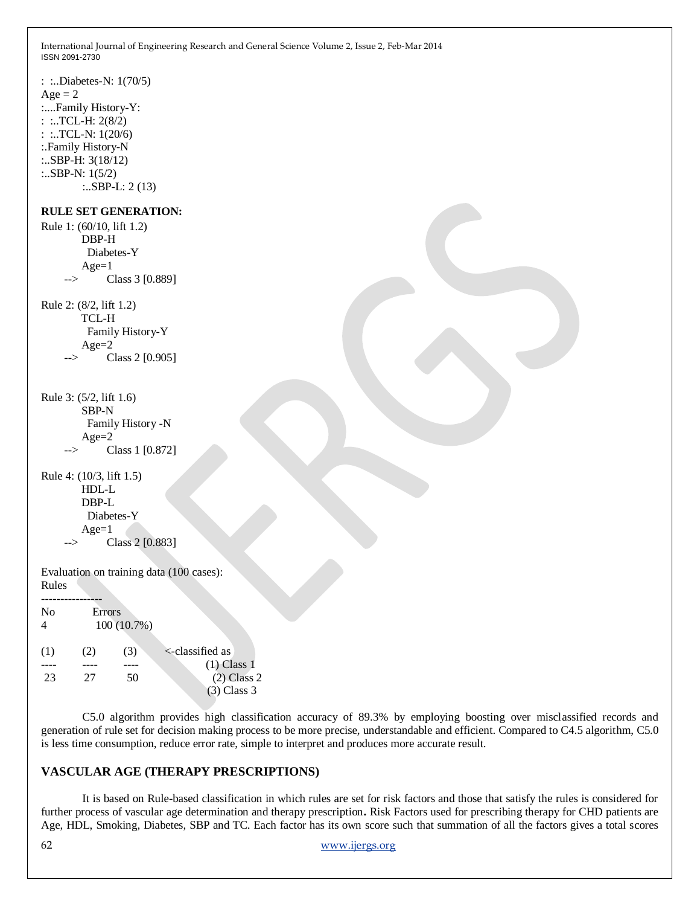```
: :..Diabetes-N: 1(70/5)
Age = 2
:....Family History-Y:
: :..TCL-H: 2(8/2)
: :..TCL-N: 1(20/6)
:.Family History-N
:..SBP-H: 3(18/12)
:..SBP-N: 1(5/2)
        :..SBP-L: 2 (13)
```

**RULE SET GENERATION:**

```
Rule 1: (60/10, lift 1.2)
        DBP-H
         Diabetes-Y
        Age=1
   -->        Class 3 [0.889]

Rule 2: (8/2, lift 1.2)
        TCL-H
         Family History-Y
        Age=2
   -->        Class 2 [0.905]


Rule 3: (5/2, lift 1.6)
        SBP-N
         Family History -N
        Age=2
   -->        Class 1 [0.872]

Rule 4: (10/3, lift 1.5)
        HDL-L
        DBP-L
         Diabetes-Y
        Age=1
   -->        Class 2 [0.883]

Evaluation on training data (100 cases):
Rules
----------------
No        Errors
4          100 (10.7%)

(1)    (2)    (3)     <-classified as
----   ----   ----          (1) Class 1
 23     27     50            (2) Class 2
                            (3) Class 3
```

C5.0 algorithm provides high classification accuracy of 89.3% by employing boosting over misclassified records and generation of rule set for decision making process to be more precise, understandable and efficient. Compared to C4.5 algorithm, C5.0 is less time consumption, reduce error rate, simple to interpret and produces more accurate result.

## VASCULAR AGE (THERAPY PRESCRIPTIONS)

It is based on Rule-based classification in which rules are set for risk factors and those that satisfy the rules is considered for further process of vascular age determination and therapy prescription**.** Risk Factors used for prescribing therapy for CHD patients are Age, HDL, Smoking, Diabetes, SBP and TC. Each factor has its own score such that summation of all the factors gives a total scores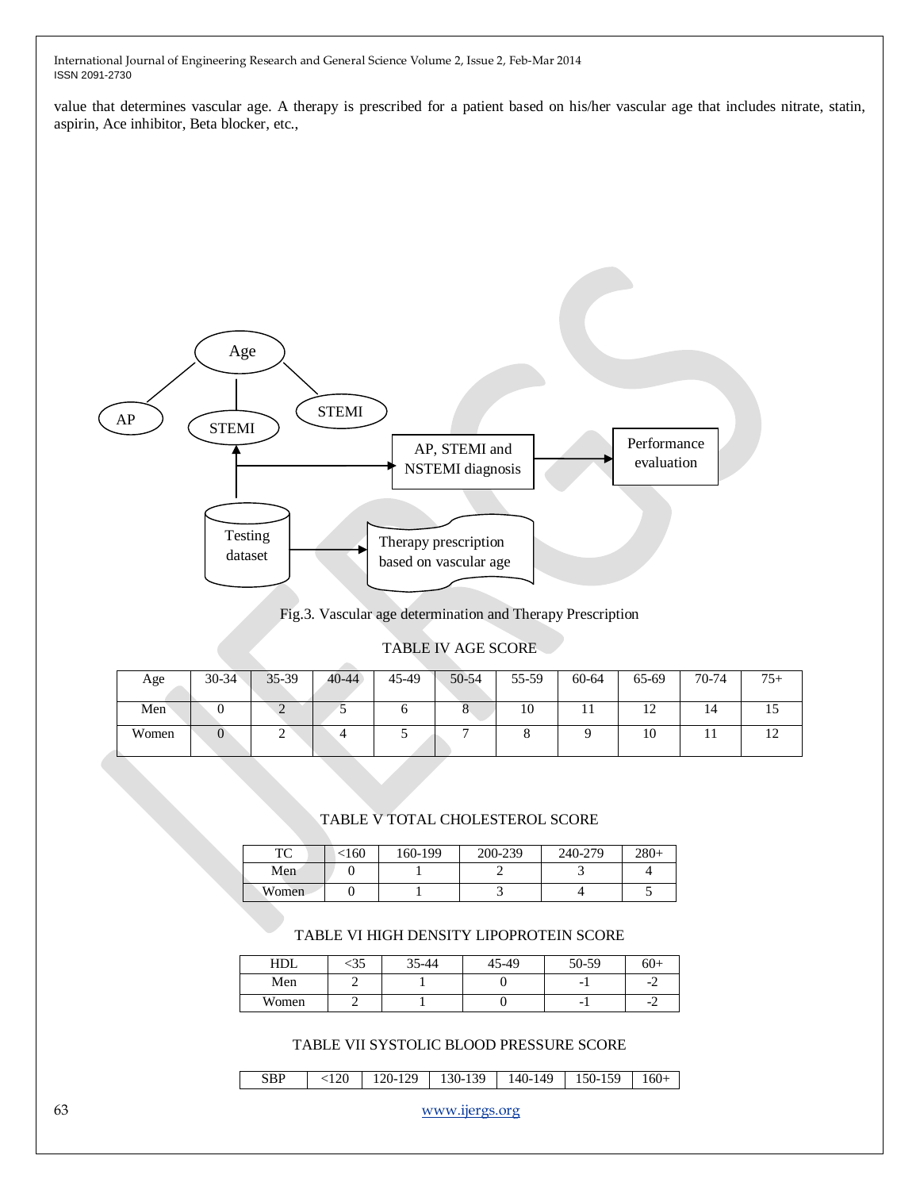value that determines vascular age. A therapy is prescribed for a patient based on his/her vascular age that includes nitrate, statin, aspirin, Ace inhibitor, Beta blocker, etc.,

Fig.3. Vascular age determination and Therapy Prescription

TABLE IV AGE SCORE

| Age | 30-34 | 35-39 | 40-44 | 45-49 | 50-54 | 55-59 | 60-64 | 65-69 | 70-74 | 75+ |
|---|---|---|---|---|---|---|---|---|---|---|
| Men | 0 | 2 | 5 | 6 | 8 | 10 | 11 | 12 | 14 | 15 |
| Women | 0 | 2 | 4 | 5 | 7 | 8 | 9 | 10 | 11 | 12 |

TABLE V TOTAL CHOLESTEROL SCORE

| TC | <160 | 160-199 | 200-239 | 240-279 | 280+ |
|---|---|---|---|---|---|
| Men | 0 | 1 | 2 | 3 | 4 |
| Women | 0 | 1 | 3 | 4 | 5 |

TABLE VI HIGH DENSITY LIPOPROTEIN SCORE

| HDL | <35 | 35-44 | 45-49 | 50-59 | 60+ |
|---|---|---|---|---|---|
| Men | 2 | 1 | 0 | -1 | -2 |
| Women | 2 | 1 | 0 | -1 | -2 |

TABLE VII SYSTOLIC BLOOD PRESSURE SCORE

| SBP | <120 | 120-129 | 130-139 | 140-149 | 150-159 | 160+ |
|---|---|---|---|---|---|---|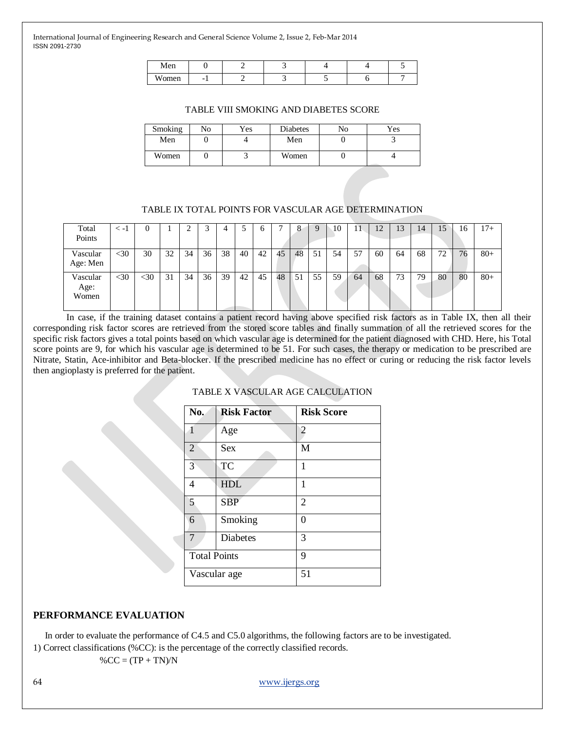| Men | 0 | 2 | 3 | 4 | 4 | 5 |
|---|---|---|---|---|---|---|
| Women | -1 | 2 | 3 | 5 | 6 | 7 |

TABLE VIII SMOKING AND DIABETES SCORE

| Smoking | No | Yes | Diabetes | No | Yes |
|---|---|---|---|---|---|
| Men | 0 | 4 | Men | 0 | 3 |
| Women | 0 | 3 | Women | 0 | 4 |

TABLE IX TOTAL POINTS FOR VASCULAR AGE DETERMINATION

| Total Points | < -1 | 0 | 1 | 2 | 3 | 4 | 5 | 6 | 7 | 8 | 9 | 10 | 11 | 12 | 13 | 14 | 15 | 16 | 17+ |
|---|---|---|---|---|---|---|---|---|---|---|---|---|---|---|---|---|---|---|---|
| Vascular Age: Men | <30 | 30 | 32 | 34 | 36 | 38 | 40 | 42 | 45 | 48 | 51 | 54 | 57 | 60 | 64 | 68 | 72 | 76 | 80+ |
| Vascular Age: Women | <30 | <30 | 31 | 34 | 36 | 39 | 42 | 45 | 48 | 51 | 55 | 59 | 64 | 68 | 73 | 79 | 80 | 80 | 80+ |

In case, if the training dataset contains a patient record having above specified risk factors as in Table IX, then all their corresponding risk factor scores are retrieved from the stored score tables and finally summation of all the retrieved scores for the specific risk factors gives a total points based on which vascular age is determined for the patient diagnosed with CHD. Here, his Total score points are 9, for which his vascular age is determined to be 51. For such cases, the therapy or medication to be prescribed are Nitrate, Statin, Ace-inhibitor and Beta-blocker. If the prescribed medicine has no effect or curing or reducing the risk factor levels then angioplasty is preferred for the patient.

TABLE X VASCULAR AGE CALCULATION

| No. | Risk Factor | Risk Score |
|---|---|---|
| 1 | Age | 2 |
| 2 | Sex | M |
| 3 | TC | 1 |
| 4 | HDL | 1 |
| 5 | SBP | 2 |
| 6 | Smoking | 0 |
| 7 | Diabetes | 3 |
| Total Points | | 9 |
| Vascular age | | 51 |

## PERFORMANCE EVALUATION

In order to evaluate the performance of C4.5 and C5.0 algorithms, the following factors are to be investigated.

1) Correct classifications (%CC): is the percentage of the correctly classified records.

$$\%CC = (TP + TN)/N$$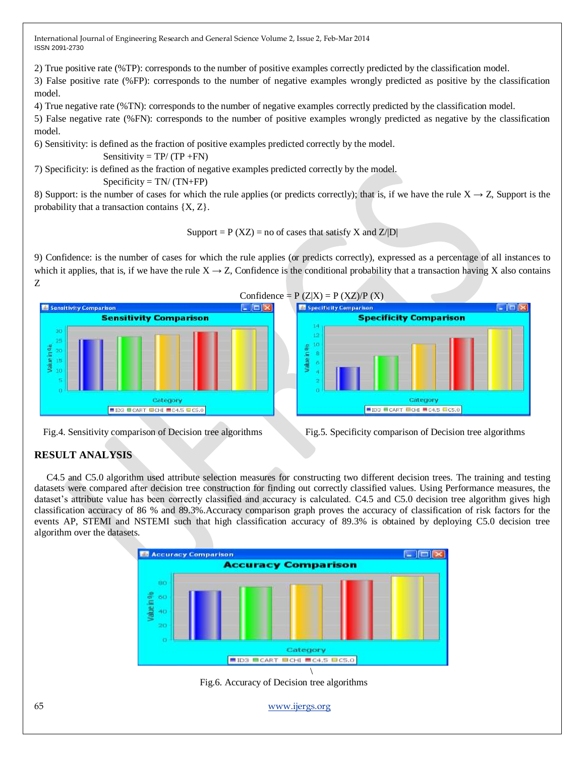2) True positive rate (%TP): corresponds to the number of positive examples correctly predicted by the classification model.

3) False positive rate (%FP): corresponds to the number of negative examples wrongly predicted as positive by the classification model.

4) True negative rate (%TN): corresponds to the number of negative examples correctly predicted by the classification model.

5) False negative rate (%FN): corresponds to the number of positive examples wrongly predicted as negative by the classification model.

6) Sensitivity: is defined as the fraction of positive examples predicted correctly by the model.

$$\text{Sensitivity} = TP/ (TP + FN)$$

7) Specificity: is defined as the fraction of negative examples predicted correctly by the model.

$$\text{Specificity} = TN/ (TN+FP)$$

8) Support: is the number of cases for which the rule applies (or predicts correctly); that is, if we have the rule $X \rightarrow Z$, Support is the probability that a transaction contains {X, Z}.

$$\text{Support} = P(XZ) = \text{no of cases that satisfy X and } Z/|D|$$

9) Confidence: is the number of cases for which the rule applies (or predicts correctly), expressed as a percentage of all instances to which it applies, that is, if we have the rule $X \rightarrow Z$, Confidence is the conditional probability that a transaction having X also contains Z

$$\text{Confidence} = P(Z|X) = P(XZ)/P(X)$$

Fig.4. Sensitivity comparison of Decision tree algorithms

Fig.5. Specificity comparison of Decision tree algorithms

## RESULT ANALYSIS

C4.5 and C5.0 algorithm used attribute selection measures for constructing two different decision trees. The training and testing datasets were compared after decision tree construction for finding out correctly classified values. Using Performance measures, the dataset's attribute value has been correctly classified and accuracy is calculated. C4.5 and C5.0 decision tree algorithm gives high classification accuracy of 86 % and 89.3%.Accuracy comparison graph proves the accuracy of classification of risk factors for the events AP, STEMI and NSTEMI such that high classification accuracy of 89.3% is obtained by deploying C5.0 decision tree algorithm over the datasets.

Fig.6. Accuracy of Decision tree algorithms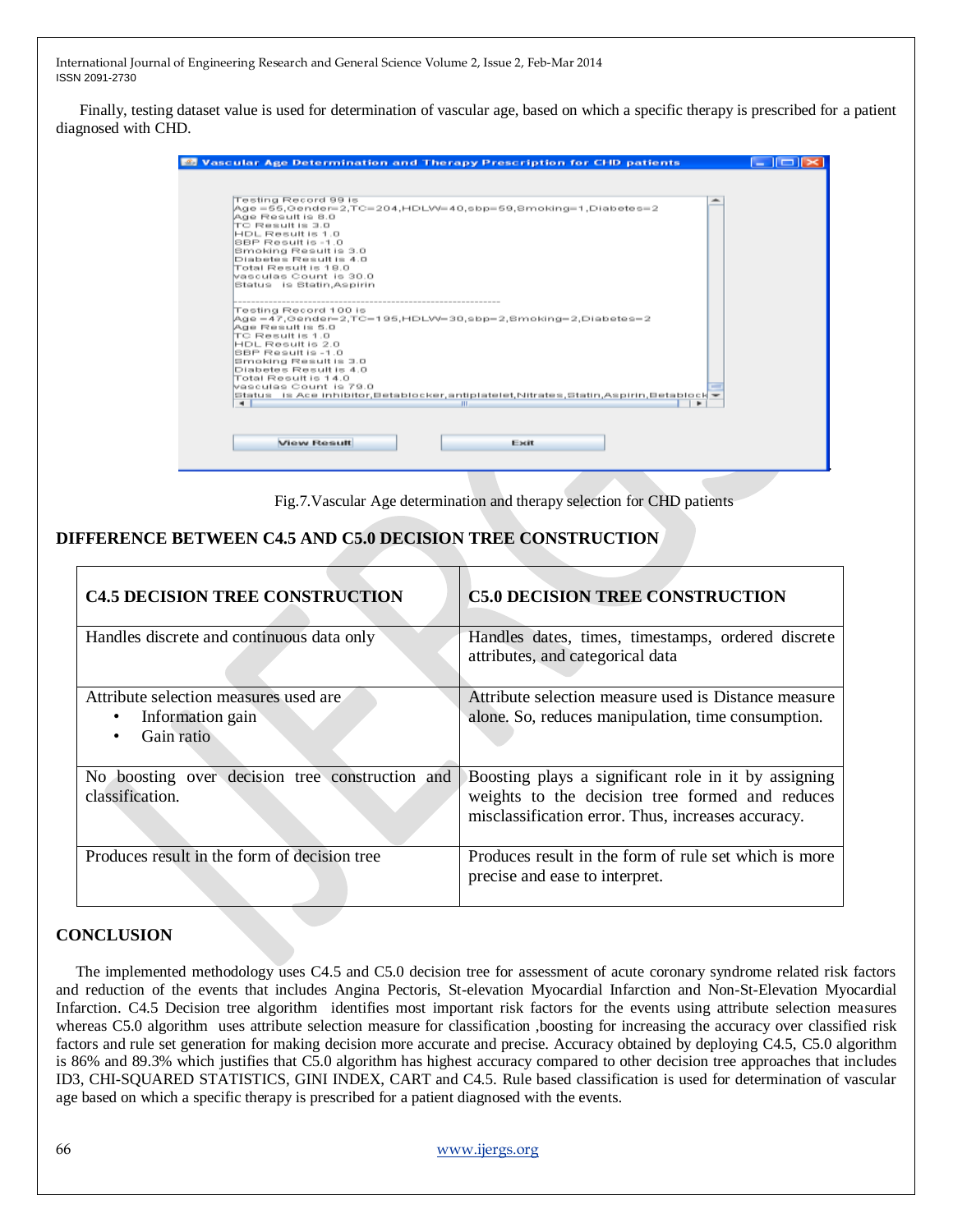Finally, testing dataset value is used for determination of vascular age, based on which a specific therapy is prescribed for a patient diagnosed with CHD.

Fig.7.Vascular Age determination and therapy selection for CHD patients

## DIFFERENCE BETWEEN C4.5 AND C5.0 DECISION TREE CONSTRUCTION

| C4.5 DECISION TREE CONSTRUCTION | C5.0 DECISION TREE CONSTRUCTION |
|---|---|
| Handles discrete and continuous data only | Handles dates, times, timestamps, ordered discrete attributes, and categorical data |
| Attribute selection measures used are<br>• Information gain<br>• Gain ratio | Attribute selection measure used is Distance measure alone. So, reduces manipulation, time consumption. |
| No boosting over decision tree construction and classification. | Boosting plays a significant role in it by assigning weights to the decision tree formed and reduces misclassification error. Thus, increases accuracy. |
| Produces result in the form of decision tree | Produces result in the form of rule set which is more precise and ease to interpret. |

## CONCLUSION

The implemented methodology uses C4.5 and C5.0 decision tree for assessment of acute coronary syndrome related risk factors and reduction of the events that includes Angina Pectoris, St-elevation Myocardial Infarction and Non-St-Elevation Myocardial Infarction. C4.5 Decision tree algorithm identifies most important risk factors for the events using attribute selection measures whereas C5.0 algorithm uses attribute selection measure for classification ,boosting for increasing the accuracy over classified risk factors and rule set generation for making decision more accurate and precise. Accuracy obtained by deploying C4.5, C5.0 algorithm is 86% and 89.3% which justifies that C5.0 algorithm has highest accuracy compared to other decision tree approaches that includes ID3, CHI-SQUARED STATISTICS, GINI INDEX, CART and C4.5. Rule based classification is used for determination of vascular age based on which a specific therapy is prescribed for a patient diagnosed with the events.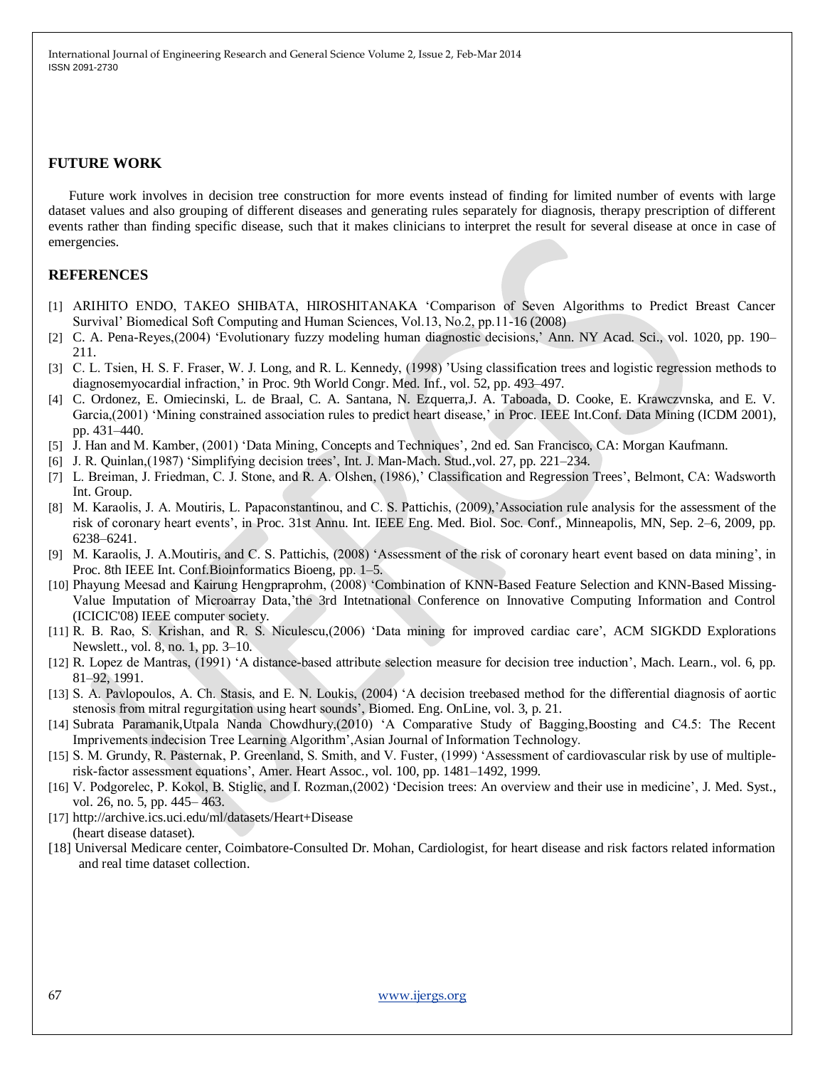## FUTURE WORK

Future work involves in decision tree construction for more events instead of finding for limited number of events with large dataset values and also grouping of different diseases and generating rules separately for diagnosis, therapy prescription of different events rather than finding specific disease, such that it makes clinicians to interpret the result for several disease at once in case of emergencies.

## REFERENCES

[1] ARIHITO ENDO, TAKEO SHIBATA, HIROSHITANAKA 'Comparison of Seven Algorithms to Predict Breast Cancer Survival' Biomedical Soft Computing and Human Sciences, Vol.13, No.2, pp.11-16 (2008)

[2] C. A. Pena-Reyes,(2004) 'Evolutionary fuzzy modeling human diagnostic decisions,' Ann. NY Acad. Sci., vol. 1020, pp. 190–211.

[3] C. L. Tsien, H. S. F. Fraser, W. J. Long, and R. L. Kennedy, (1998) 'Using classification trees and logistic regression methods to diagnosemyocardial infraction,' in Proc. 9th World Congr. Med. Inf., vol. 52, pp. 493–497.

[4] C. Ordonez, E. Omiecinski, L. de Braal, C. A. Santana, N. Ezquerra,J. A. Taboada, D. Cooke, E. Krawczvnska, and E. V. Garcia,(2001) 'Mining constrained association rules to predict heart disease,' in Proc. IEEE Int.Conf. Data Mining (ICDM 2001), pp. 431–440.

[5] J. Han and M. Kamber, (2001) 'Data Mining, Concepts and Techniques', 2nd ed. San Francisco, CA: Morgan Kaufmann.

[6] J. R. Quinlan,(1987) 'Simplifying decision trees', Int. J. Man-Mach. Stud.,vol. 27, pp. 221–234.

[7] L. Breiman, J. Friedman, C. J. Stone, and R. A. Olshen, (1986),' Classification and Regression Trees', Belmont, CA: Wadsworth Int. Group.

[8] M. Karaolis, J. A. Moutiris, L. Papaconstantinou, and C. S. Pattichis, (2009),'Association rule analysis for the assessment of the risk of coronary heart events', in Proc. 31st Annu. Int. IEEE Eng. Med. Biol. Soc. Conf., Minneapolis, MN, Sep. 2–6, 2009, pp. 6238–6241.

[9] M. Karaolis, J. A.Moutiris, and C. S. Pattichis, (2008) 'Assessment of the risk of coronary heart event based on data mining', in Proc. 8th IEEE Int. Conf.Bioinformatics Bioeng, pp. 1–5.

[10] Phayung Meesad and Kairung Hengpraprohm, (2008) 'Combination of KNN-Based Feature Selection and KNN-Based Missing-Value Imputation of Microarray Data,'the 3rd Intetnational Conference on Innovative Computing Information and Control (ICICIC'08) IEEE computer society.

[11] R. B. Rao, S. Krishan, and R. S. Niculescu,(2006) 'Data mining for improved cardiac care', ACM SIGKDD Explorations Newslett., vol. 8, no. 1, pp. 3–10.

[12] R. Lopez de Mantras, (1991) 'A distance-based attribute selection measure for decision tree induction', Mach. Learn., vol. 6, pp. 81–92, 1991.

[13] S. A. Pavlopoulos, A. Ch. Stasis, and E. N. Loukis, (2004) 'A decision treebased method for the differential diagnosis of aortic stenosis from mitral regurgitation using heart sounds', Biomed. Eng. OnLine, vol. 3, p. 21.

[14] Subrata Paramanik,Utpala Nanda Chowdhury,(2010) 'A Comparative Study of Bagging,Boosting and C4.5: The Recent Imprivements indecision Tree Learning Algorithm',Asian Journal of Information Technology.

[15] S. M. Grundy, R. Pasternak, P. Greenland, S. Smith, and V. Fuster, (1999) 'Assessment of cardiovascular risk by use of multiple-risk-factor assessment equations', Amer. Heart Assoc., vol. 100, pp. 1481–1492, 1999.

[16] V. Podgorelec, P. Kokol, B. Stiglic, and I. Rozman,(2002) 'Decision trees: An overview and their use in medicine', J. Med. Syst., vol. 26, no. 5, pp. 445– 463.

[17] http://archive.ics.uci.edu/ml/datasets/Heart+Disease (heart disease dataset).

[18] Universal Medicare center, Coimbatore-Consulted Dr. Mohan, Cardiologist, for heart disease and risk factors related information and real time dataset collection.